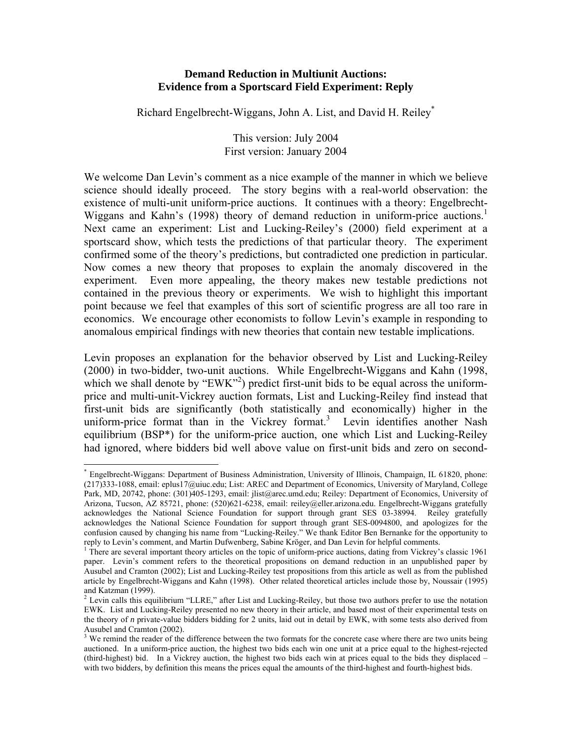**Demand Reduction in Multiunit Auctions: Evidence from a Sportscard Field Experiment: Reply**

Richard Engelbrecht-Wiggans, John A. List, and David H. Reiley[*]

This version: July 2004
First version: January 2004

We welcome Dan Levin's comment as a nice example of the manner in which we believe science should ideally proceed. The story begins with a real-world observation: the existence of multi-unit uniform-price auctions. It continues with a theory: Engelbrecht-Wiggans and Kahn's (1998) theory of demand reduction in uniform-price auctions.[1] Next came an experiment: List and Lucking-Reiley's (2000) field experiment at a sportscard show, which tests the predictions of that particular theory. The experiment confirmed some of the theory's predictions, but contradicted one prediction in particular. Now comes a new theory that proposes to explain the anomaly discovered in the experiment. Even more appealing, the theory makes new testable predictions not contained in the previous theory or experiments. We wish to highlight this important point because we feel that examples of this sort of scientific progress are all too rare in economics. We encourage other economists to follow Levin's example in responding to anomalous empirical findings with new theories that contain new testable implications.

Levin proposes an explanation for the behavior observed by List and Lucking-Reiley (2000) in two-bidder, two-unit auctions. While Engelbrecht-Wiggans and Kahn (1998, which we shall denote by "EWK"[2]) predict first-unit bids to be equal across the uniform-price and multi-unit-Vickrey auction formats, List and Lucking-Reiley find instead that first-unit bids are significantly (both statistically and economically) higher in the uniform-price format than in the Vickrey format.[3] Levin identifies another Nash equilibrium (BSP*) for the uniform-price auction, one which List and Lucking-Reiley had ignored, where bidders bid well above value on first-unit bids and zero on second-

---

[*] Engelbrecht-Wiggans: Department of Business Administration, University of Illinois, Champaign, IL 61820, phone: (217)333-1088, email: eplus17@uiuc.edu; List: AREC and Department of Economics, University of Maryland, College Park, MD, 20742, phone: (301)405-1293, email: jlist@arec.umd.edu; Reiley: Department of Economics, University of Arizona, Tucson, AZ 85721, phone: (520)621-6238, email: reiley@eller.arizona.edu. Engelbrecht-Wiggans gratefully acknowledges the National Science Foundation for support through grant SES 03-38994. Reiley gratefully acknowledges the National Science Foundation for support through grant SES-0094800, and apologizes for the confusion caused by changing his name from "Lucking-Reiley." We thank Editor Ben Bernanke for the opportunity to reply to Levin's comment, and Martin Dufwenberg, Sabine Kröger, and Dan Levin for helpful comments.

[1] There are several important theory articles on the topic of uniform-price auctions, dating from Vickrey's classic 1961 paper. Levin's comment refers to the theoretical propositions on demand reduction in an unpublished paper by Ausubel and Cramton (2002); List and Lucking-Reiley test propositions from this article as well as from the published article by Engelbrecht-Wiggans and Kahn (1998). Other related theoretical articles include those by, Noussair (1995) and Katzman (1999).

[2] Levin calls this equilibrium "LLRE," after List and Lucking-Reiley, but those two authors prefer to use the notation EWK. List and Lucking-Reiley presented no new theory in their article, and based most of their experimental tests on the theory of *n* private-value bidders bidding for 2 units, laid out in detail by EWK, with some tests also derived from Ausubel and Cramton (2002).

[3] We remind the reader of the difference between the two formats for the concrete case where there are two units being auctioned. In a uniform-price auction, the highest two bids each win one unit at a price equal to the highest-rejected (third-highest) bid. In a Vickrey auction, the highest two bids each win at prices equal to the bids they displaced – with two bidders, by definition this means the prices equal the amounts of the third-highest and fourth-highest bids.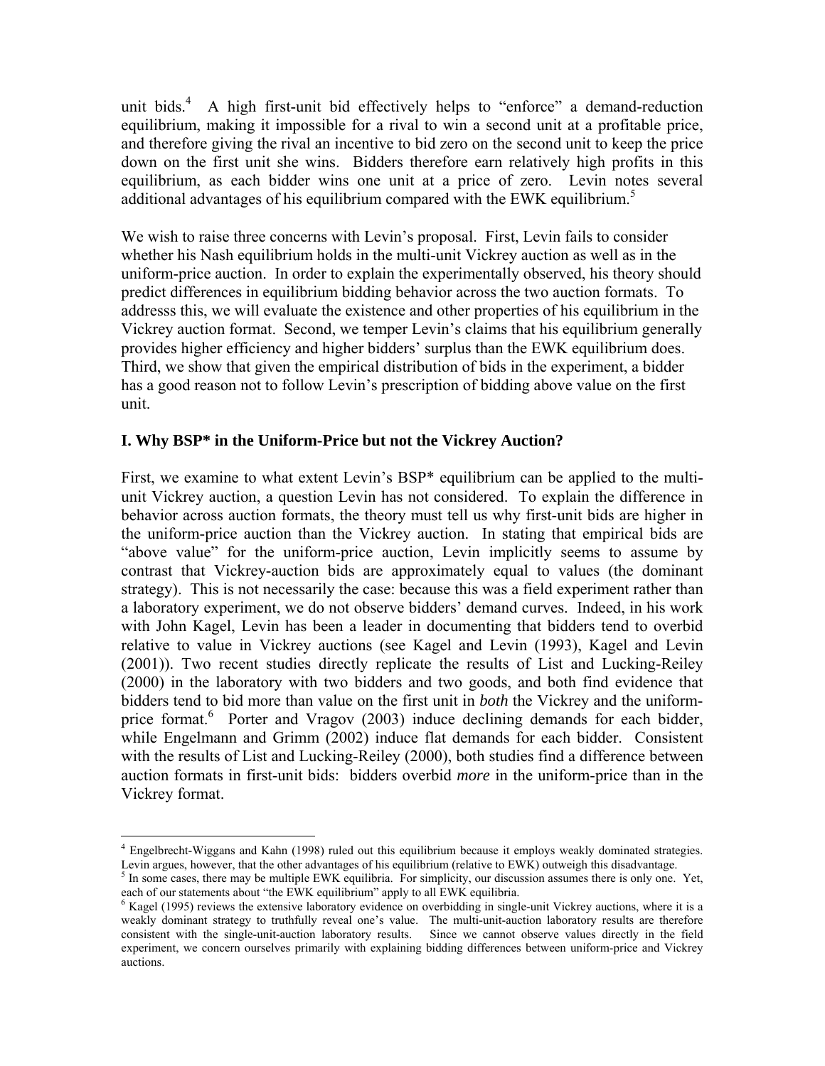unit bids.[4] A high first-unit bid effectively helps to "enforce" a demand-reduction equilibrium, making it impossible for a rival to win a second unit at a profitable price, and therefore giving the rival an incentive to bid zero on the second unit to keep the price down on the first unit she wins. Bidders therefore earn relatively high profits in this equilibrium, as each bidder wins one unit at a price of zero. Levin notes several additional advantages of his equilibrium compared with the EWK equilibrium.[5]

We wish to raise three concerns with Levin's proposal. First, Levin fails to consider whether his Nash equilibrium holds in the multi-unit Vickrey auction as well as in the uniform-price auction. In order to explain the experimentally observed, his theory should predict differences in equilibrium bidding behavior across the two auction formats. To addresss this, we will evaluate the existence and other properties of his equilibrium in the Vickrey auction format. Second, we temper Levin's claims that his equilibrium generally provides higher efficiency and higher bidders' surplus than the EWK equilibrium does. Third, we show that given the empirical distribution of bids in the experiment, a bidder has a good reason not to follow Levin's prescription of bidding above value on the first unit.

## I. Why BSP* in the Uniform-Price but not the Vickrey Auction?

First, we examine to what extent Levin's BSP* equilibrium can be applied to the multi-unit Vickrey auction, a question Levin has not considered. To explain the difference in behavior across auction formats, the theory must tell us why first-unit bids are higher in the uniform-price auction than the Vickrey auction. In stating that empirical bids are "above value" for the uniform-price auction, Levin implicitly seems to assume by contrast that Vickrey-auction bids are approximately equal to values (the dominant strategy). This is not necessarily the case: because this was a field experiment rather than a laboratory experiment, we do not observe bidders' demand curves. Indeed, in his work with John Kagel, Levin has been a leader in documenting that bidders tend to overbid relative to value in Vickrey auctions (see Kagel and Levin (1993), Kagel and Levin (2001)). Two recent studies directly replicate the results of List and Lucking-Reiley (2000) in the laboratory with two bidders and two goods, and both find evidence that bidders tend to bid more than value on the first unit in *both* the Vickrey and the uniform-price format.[6] Porter and Vragov (2003) induce declining demands for each bidder, while Engelmann and Grimm (2002) induce flat demands for each bidder. Consistent with the results of List and Lucking-Reiley (2000), both studies find a difference between auction formats in first-unit bids: bidders overbid *more* in the uniform-price than in the Vickrey format.

---

[4] Engelbrecht-Wiggans and Kahn (1998) ruled out this equilibrium because it employs weakly dominated strategies. Levin argues, however, that the other advantages of his equilibrium (relative to EWK) outweigh this disadvantage.

[5] In some cases, there may be multiple EWK equilibria. For simplicity, our discussion assumes there is only one. Yet, each of our statements about "the EWK equilibrium" apply to all EWK equilibria.

[6] Kagel (1995) reviews the extensive laboratory evidence on overbidding in single-unit Vickrey auctions, where it is a weakly dominant strategy to truthfully reveal one's value. The multi-unit-auction laboratory results are therefore consistent with the single-unit-auction laboratory results. Since we cannot observe values directly in the field experiment, we concern ourselves primarily with explaining bidding differences between uniform-price and Vickrey auctions.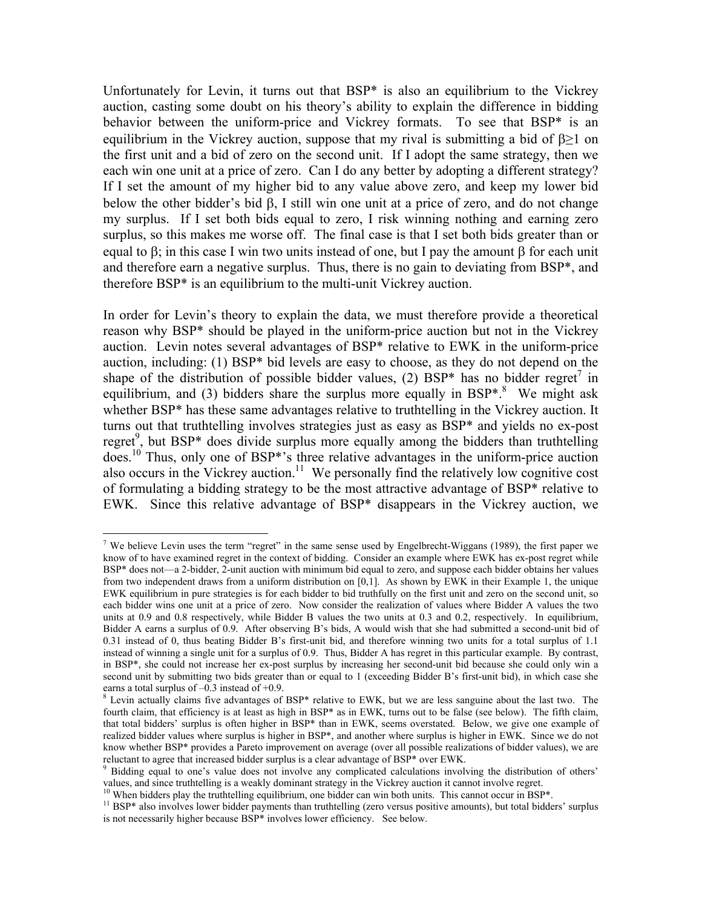Unfortunately for Levin, it turns out that BSP* is also an equilibrium to the Vickrey auction, casting some doubt on his theory's ability to explain the difference in bidding behavior between the uniform-price and Vickrey formats. To see that BSP* is an equilibrium in the Vickrey auction, suppose that my rival is submitting a bid of $\beta \geq 1$ on the first unit and a bid of zero on the second unit. If I adopt the same strategy, then we each win one unit at a price of zero. Can I do any better by adopting a different strategy? If I set the amount of my higher bid to any value above zero, and keep my lower bid below the other bidder's bid $\beta$, I still win one unit at a price of zero, and do not change my surplus. If I set both bids equal to zero, I risk winning nothing and earning zero surplus, so this makes me worse off. The final case is that I set both bids greater than or equal to $\beta$; in this case I win two units instead of one, but I pay the amount $\beta$ for each unit and therefore earn a negative surplus. Thus, there is no gain to deviating from BSP*, and therefore BSP* is an equilibrium to the multi-unit Vickrey auction.

In order for Levin's theory to explain the data, we must therefore provide a theoretical reason why BSP* should be played in the uniform-price auction but not in the Vickrey auction. Levin notes several advantages of BSP* relative to EWK in the uniform-price auction, including: (1) BSP* bid levels are easy to choose, as they do not depend on the shape of the distribution of possible bidder values, (2) BSP* has no bidder regret[7] in equilibrium, and (3) bidders share the surplus more equally in BSP*.[8] We might ask whether BSP* has these same advantages relative to truthtelling in the Vickrey auction. It turns out that truthtelling involves strategies just as easy as BSP* and yields no ex-post regret[9], but BSP* does divide surplus more equally among the bidders than truthtelling does.[10] Thus, only one of BSP*'s three relative advantages in the uniform-price auction also occurs in the Vickrey auction.[11] We personally find the relatively low cognitive cost of formulating a bidding strategy to be the most attractive advantage of BSP* relative to EWK. Since this relative advantage of BSP* disappears in the Vickrey auction, we

---

[7] We believe Levin uses the term "regret" in the same sense used by Engelbrecht-Wiggans (1989), the first paper we know of to have examined regret in the context of bidding. Consider an example where EWK has ex-post regret while BSP* does not—a 2-bidder, 2-unit auction with minimum bid equal to zero, and suppose each bidder obtains her values from two independent draws from a uniform distribution on [0,1]. As shown by EWK in their Example 1, the unique EWK equilibrium in pure strategies is for each bidder to bid truthfully on the first unit and zero on the second unit, so each bidder wins one unit at a price of zero. Now consider the realization of values where Bidder A values the two units at 0.9 and 0.8 respectively, while Bidder B values the two units at 0.3 and 0.2, respectively. In equilibrium, Bidder A earns a surplus of 0.9. After observing B's bids, A would wish that she had submitted a second-unit bid of 0.31 instead of 0, thus beating Bidder B's first-unit bid, and therefore winning two units for a total surplus of 1.1 instead of winning a single unit for a surplus of 0.9. Thus, Bidder A has regret in this particular example. By contrast, in BSP*, she could not increase her ex-post surplus by increasing her second-unit bid because she could only win a second unit by submitting two bids greater than or equal to 1 (exceeding Bidder B's first-unit bid), in which case she earns a total surplus of –0.3 instead of +0.9.

[8] Levin actually claims five advantages of BSP* relative to EWK, but we are less sanguine about the last two. The fourth claim, that efficiency is at least as high in BSP* as in EWK, turns out to be false (see below). The fifth claim, that total bidders' surplus is often higher in BSP* than in EWK, seems overstated. Below, we give one example of realized bidder values where surplus is higher in BSP*, and another where surplus is higher in EWK. Since we do not know whether BSP* provides a Pareto improvement on average (over all possible realizations of bidder values), we are reluctant to agree that increased bidder surplus is a clear advantage of BSP* over EWK.

[9] Bidding equal to one's value does not involve any complicated calculations involving the distribution of others' values, and since truthtelling is a weakly dominant strategy in the Vickrey auction it cannot involve regret.

[10] When bidders play the truthtelling equilibrium, one bidder can win both units. This cannot occur in BSP*.

[11] BSP* also involves lower bidder payments than truthtelling (zero versus positive amounts), but total bidders' surplus is not necessarily higher because BSP* involves lower efficiency. See below.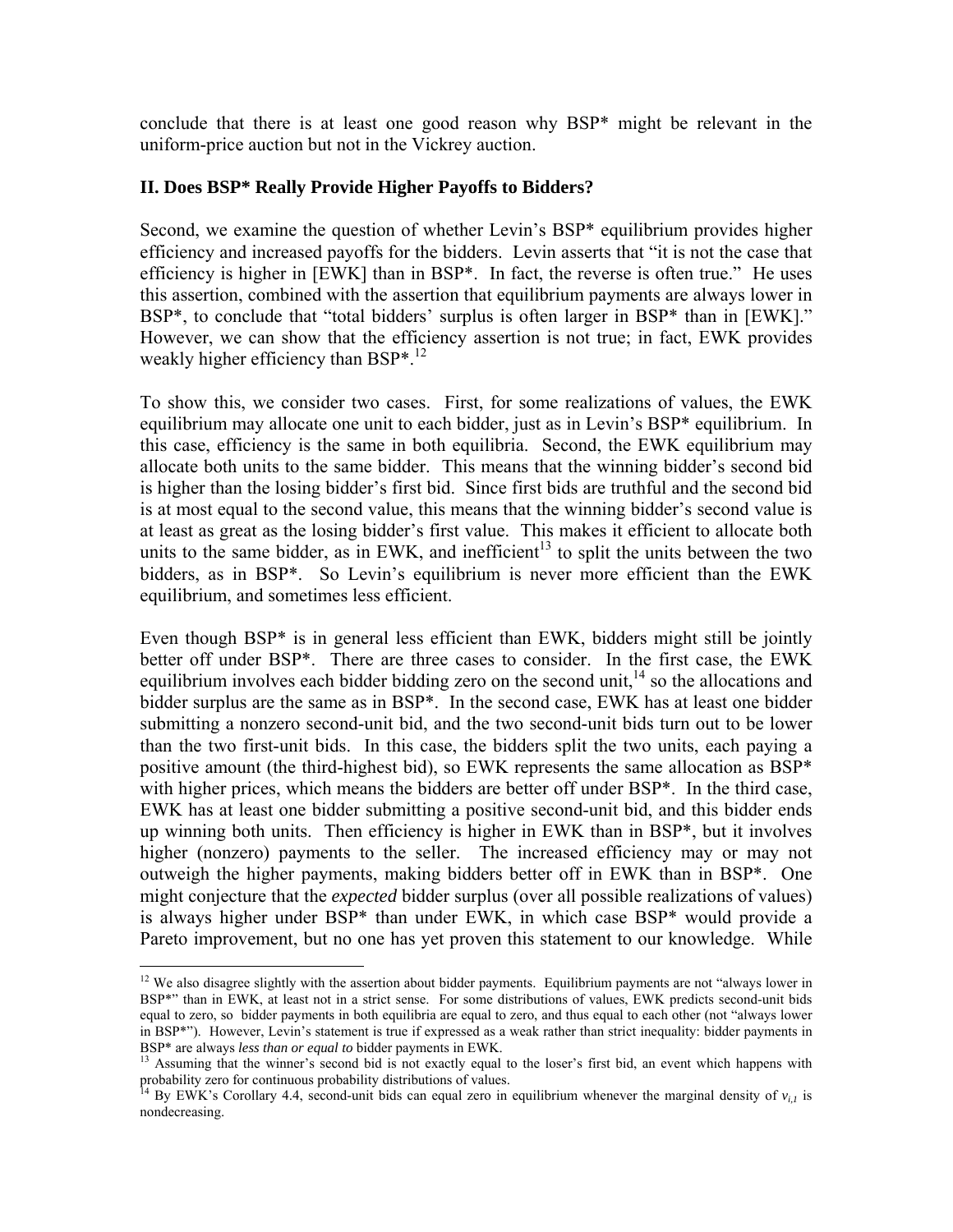conclude that there is at least one good reason why BSP* might be relevant in the uniform-price auction but not in the Vickrey auction.

## II. Does BSP* Really Provide Higher Payoffs to Bidders?

Second, we examine the question of whether Levin's BSP* equilibrium provides higher efficiency and increased payoffs for the bidders. Levin asserts that "it is not the case that efficiency is higher in [EWK] than in BSP*. In fact, the reverse is often true." He uses this assertion, combined with the assertion that equilibrium payments are always lower in BSP*, to conclude that "total bidders' surplus is often larger in BSP* than in [EWK]." However, we can show that the efficiency assertion is not true; in fact, EWK provides weakly higher efficiency than BSP*.[12]

To show this, we consider two cases. First, for some realizations of values, the EWK equilibrium may allocate one unit to each bidder, just as in Levin's BSP* equilibrium. In this case, efficiency is the same in both equilibria. Second, the EWK equilibrium may allocate both units to the same bidder. This means that the winning bidder's second bid is higher than the losing bidder's first bid. Since first bids are truthful and the second bid is at most equal to the second value, this means that the winning bidder's second value is at least as great as the losing bidder's first value. This makes it efficient to allocate both units to the same bidder, as in EWK, and inefficient[13] to split the units between the two bidders, as in BSP*. So Levin's equilibrium is never more efficient than the EWK equilibrium, and sometimes less efficient.

Even though BSP* is in general less efficient than EWK, bidders might still be jointly better off under BSP*. There are three cases to consider. In the first case, the EWK equilibrium involves each bidder bidding zero on the second unit,[14] so the allocations and bidder surplus are the same as in BSP*. In the second case, EWK has at least one bidder submitting a nonzero second-unit bid, and the two second-unit bids turn out to be lower than the two first-unit bids. In this case, the bidders split the two units, each paying a positive amount (the third-highest bid), so EWK represents the same allocation as BSP* with higher prices, which means the bidders are better off under BSP*. In the third case, EWK has at least one bidder submitting a positive second-unit bid, and this bidder ends up winning both units. Then efficiency is higher in EWK than in BSP*, but it involves higher (nonzero) payments to the seller. The increased efficiency may or may not outweigh the higher payments, making bidders better off in EWK than in BSP*. One might conjecture that the *expected* bidder surplus (over all possible realizations of values) is always higher under BSP* than under EWK, in which case BSP* would provide a Pareto improvement, but no one has yet proven this statement to our knowledge. While

---

[12] We also disagree slightly with the assertion about bidder payments. Equilibrium payments are not "always lower in BSP*" than in EWK, at least not in a strict sense. For some distributions of values, EWK predicts second-unit bids equal to zero, so bidder payments in both equilibria are equal to zero, and thus equal to each other (not "always lower in BSP*"). However, Levin's statement is true if expressed as a weak rather than strict inequality: bidder payments in BSP* are always *less than or equal to* bidder payments in EWK.

[13] Assuming that the winner's second bid is not exactly equal to the loser's first bid, an event which happens with probability zero for continuous probability distributions of values.

[14] By EWK's Corollary 4.4, second-unit bids can equal zero in equilibrium whenever the marginal density of $v_{i,1}$ is nondecreasing.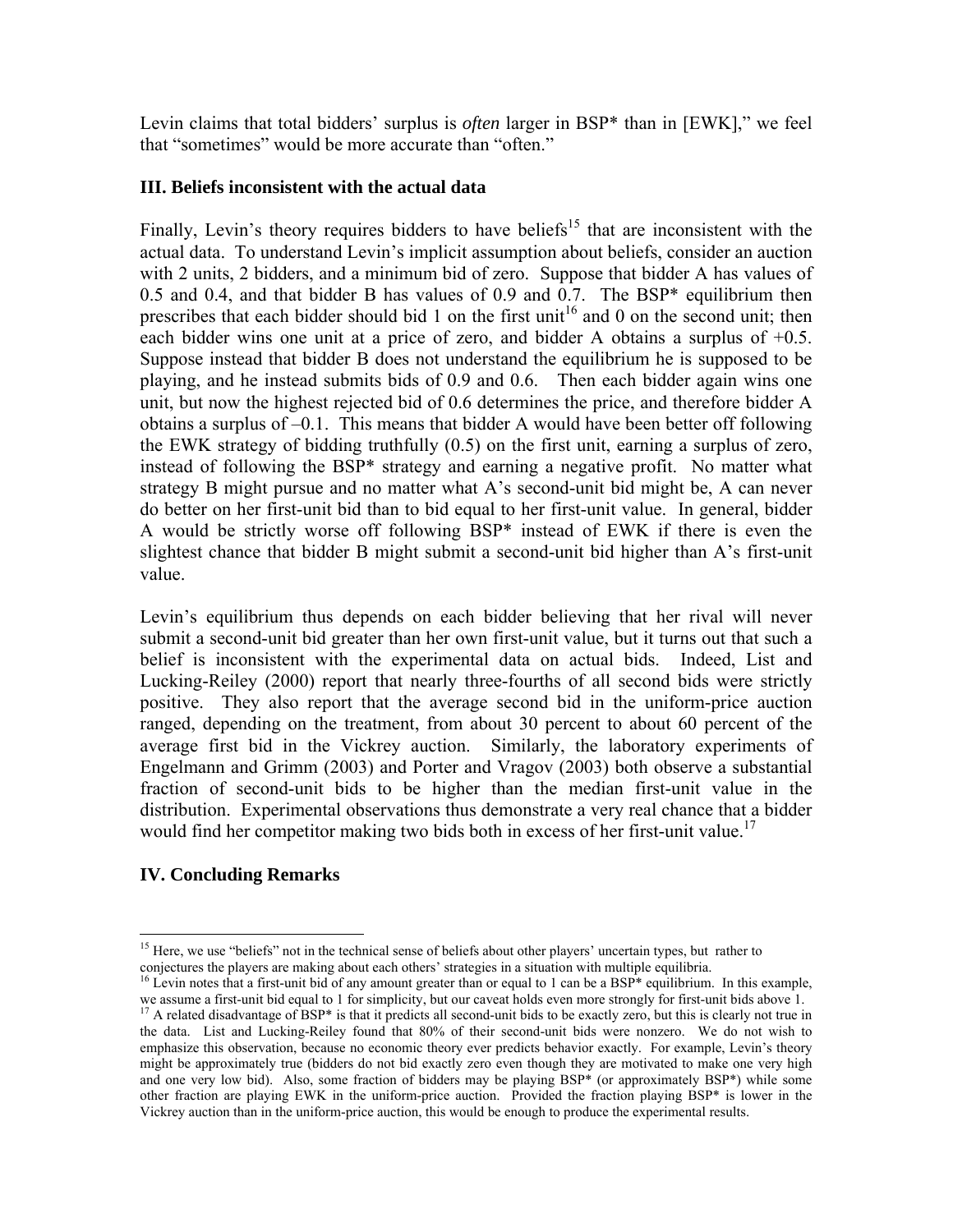Levin claims that total bidders' surplus is *often* larger in BSP* than in [EWK]," we feel that "sometimes" would be more accurate than "often."

### III. Beliefs inconsistent with the actual data

Finally, Levin's theory requires bidders to have beliefs[15] that are inconsistent with the actual data. To understand Levin's implicit assumption about beliefs, consider an auction with 2 units, 2 bidders, and a minimum bid of zero. Suppose that bidder A has values of 0.5 and 0.4, and that bidder B has values of 0.9 and 0.7. The BSP* equilibrium then prescribes that each bidder should bid 1 on the first unit[16] and 0 on the second unit; then each bidder wins one unit at a price of zero, and bidder A obtains a surplus of +0.5. Suppose instead that bidder B does not understand the equilibrium he is supposed to be playing, and he instead submits bids of 0.9 and 0.6. Then each bidder again wins one unit, but now the highest rejected bid of 0.6 determines the price, and therefore bidder A obtains a surplus of –0.1. This means that bidder A would have been better off following the EWK strategy of bidding truthfully (0.5) on the first unit, earning a surplus of zero, instead of following the BSP* strategy and earning a negative profit. No matter what strategy B might pursue and no matter what A's second-unit bid might be, A can never do better on her first-unit bid than to bid equal to her first-unit value. In general, bidder A would be strictly worse off following BSP* instead of EWK if there is even the slightest chance that bidder B might submit a second-unit bid higher than A's first-unit value.

Levin's equilibrium thus depends on each bidder believing that her rival will never submit a second-unit bid greater than her own first-unit value, but it turns out that such a belief is inconsistent with the experimental data on actual bids. Indeed, List and Lucking-Reiley (2000) report that nearly three-fourths of all second bids were strictly positive. They also report that the average second bid in the uniform-price auction ranged, depending on the treatment, from about 30 percent to about 60 percent of the average first bid in the Vickrey auction. Similarly, the laboratory experiments of Engelmann and Grimm (2003) and Porter and Vragov (2003) both observe a substantial fraction of second-unit bids to be higher than the median first-unit value in the distribution. Experimental observations thus demonstrate a very real chance that a bidder would find her competitor making two bids both in excess of her first-unit value.[17]

### IV. Concluding Remarks

---

[15] Here, we use "beliefs" not in the technical sense of beliefs about other players' uncertain types, but rather to conjectures the players are making about each others' strategies in a situation with multiple equilibria.

[16] Levin notes that a first-unit bid of any amount greater than or equal to 1 can be a BSP* equilibrium. In this example, we assume a first-unit bid equal to 1 for simplicity, but our caveat holds even more strongly for first-unit bids above 1.

[17] A related disadvantage of BSP* is that it predicts all second-unit bids to be exactly zero, but this is clearly not true in the data. List and Lucking-Reiley found that 80% of their second-unit bids were nonzero. We do not wish to emphasize this observation, because no economic theory ever predicts behavior exactly. For example, Levin's theory might be approximately true (bidders do not bid exactly zero even though they are motivated to make one very high and one very low bid). Also, some fraction of bidders may be playing BSP* (or approximately BSP*) while some other fraction are playing EWK in the uniform-price auction. Provided the fraction playing BSP* is lower in the Vickrey auction than in the uniform-price auction, this would be enough to produce the experimental results.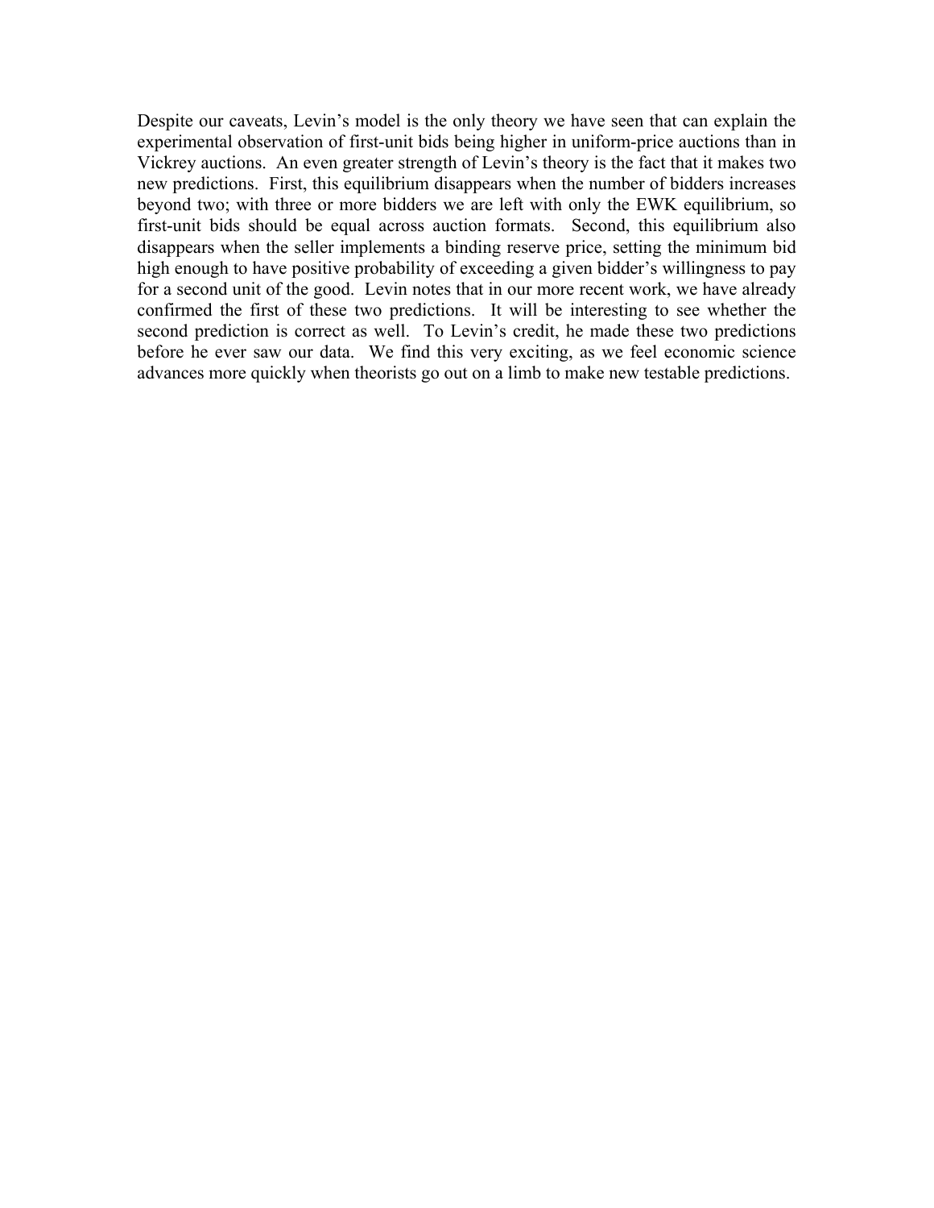Despite our caveats, Levin's model is the only theory we have seen that can explain the experimental observation of first-unit bids being higher in uniform-price auctions than in Vickrey auctions. An even greater strength of Levin's theory is the fact that it makes two new predictions. First, this equilibrium disappears when the number of bidders increases beyond two; with three or more bidders we are left with only the EWK equilibrium, so first-unit bids should be equal across auction formats. Second, this equilibrium also disappears when the seller implements a binding reserve price, setting the minimum bid high enough to have positive probability of exceeding a given bidder's willingness to pay for a second unit of the good. Levin notes that in our more recent work, we have already confirmed the first of these two predictions. It will be interesting to see whether the second prediction is correct as well. To Levin's credit, he made these two predictions before he ever saw our data. We find this very exciting, as we feel economic science advances more quickly when theorists go out on a limb to make new testable predictions.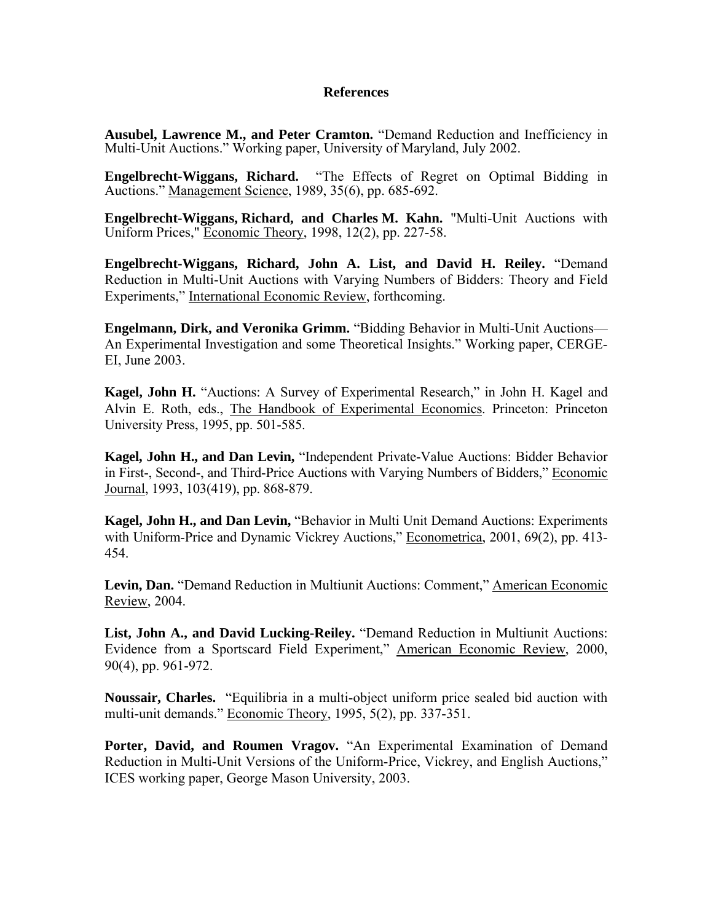## References

**Ausubel, Lawrence M., and Peter Cramton.** "Demand Reduction and Inefficiency in Multi-Unit Auctions." Working paper, University of Maryland, July 2002.

**Engelbrecht-Wiggans, Richard.** "The Effects of Regret on Optimal Bidding in Auctions." Management Science, 1989, 35(6), pp. 685-692.

**Engelbrecht-Wiggans, Richard, and Charles M. Kahn.** "Multi-Unit Auctions with Uniform Prices," Economic Theory, 1998, 12(2), pp. 227-58.

**Engelbrecht-Wiggans, Richard, John A. List, and David H. Reiley.** "Demand Reduction in Multi-Unit Auctions with Varying Numbers of Bidders: Theory and Field Experiments," International Economic Review, forthcoming.

**Engelmann, Dirk, and Veronika Grimm.** "Bidding Behavior in Multi-Unit Auctions—An Experimental Investigation and some Theoretical Insights." Working paper, CERGE-EI, June 2003.

**Kagel, John H.** "Auctions: A Survey of Experimental Research," in John H. Kagel and Alvin E. Roth, eds., The Handbook of Experimental Economics. Princeton: Princeton University Press, 1995, pp. 501-585.

**Kagel, John H., and Dan Levin,** "Independent Private-Value Auctions: Bidder Behavior in First-, Second-, and Third-Price Auctions with Varying Numbers of Bidders," Economic Journal, 1993, 103(419), pp. 868-879.

**Kagel, John H., and Dan Levin,** "Behavior in Multi Unit Demand Auctions: Experiments with Uniform-Price and Dynamic Vickrey Auctions," Econometrica, 2001, 69(2), pp. 413-454.

**Levin, Dan.** "Demand Reduction in Multiunit Auctions: Comment," American Economic Review, 2004.

**List, John A., and David Lucking-Reiley.** "Demand Reduction in Multiunit Auctions: Evidence from a Sportscard Field Experiment," American Economic Review, 2000, 90(4), pp. 961-972.

**Noussair, Charles.** "Equilibria in a multi-object uniform price sealed bid auction with multi-unit demands." Economic Theory, 1995, 5(2), pp. 337-351.

**Porter, David, and Roumen Vragov.** "An Experimental Examination of Demand Reduction in Multi-Unit Versions of the Uniform-Price, Vickrey, and English Auctions," ICES working paper, George Mason University, 2003.